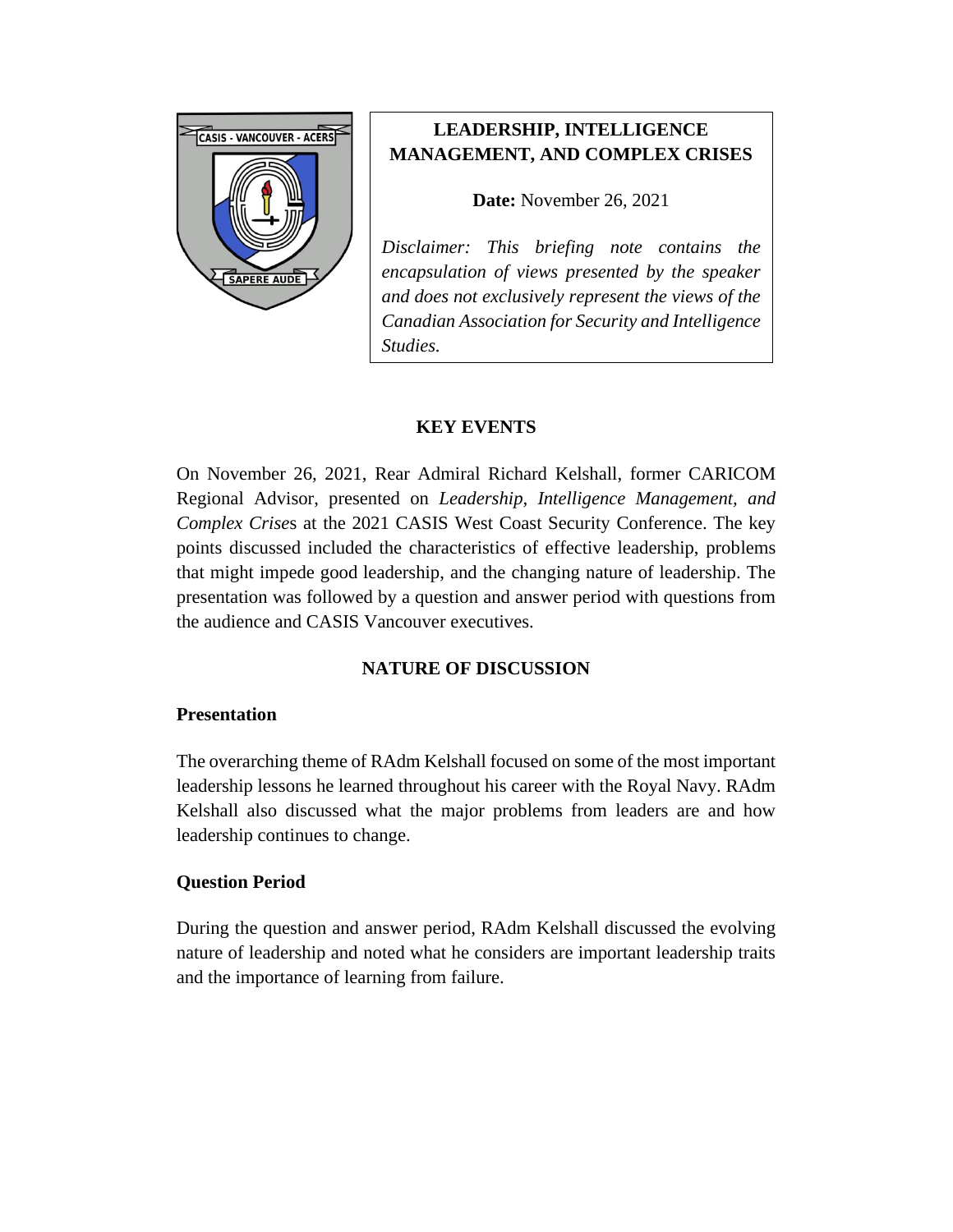# LEADERSHIP, INTELLIGENCE MANAGEMENT, AND COMPLEX CRISES

**Date:** November 26, 2021

*Disclaimer: This briefing note contains the encapsulation of views presented by the speaker and does not exclusively represent the views of the Canadian Association for Security and Intelligence Studies.*

## KEY EVENTS

On November 26, 2021, Rear Admiral Richard Kelshall, former CARICOM Regional Advisor, presented on *Leadership, Intelligence Management, and Complex Crise*s at the 2021 CASIS West Coast Security Conference. The key points discussed included the characteristics of effective leadership, problems that might impede good leadership, and the changing nature of leadership. The presentation was followed by a question and answer period with questions from the audience and CASIS Vancouver executives.

## NATURE OF DISCUSSION

### Presentation

The overarching theme of RAdm Kelshall focused on some of the most important leadership lessons he learned throughout his career with the Royal Navy. RAdm Kelshall also discussed what the major problems from leaders are and how leadership continues to change.

### Question Period

During the question and answer period, RAdm Kelshall discussed the evolving nature of leadership and noted what he considers are important leadership traits and the importance of learning from failure.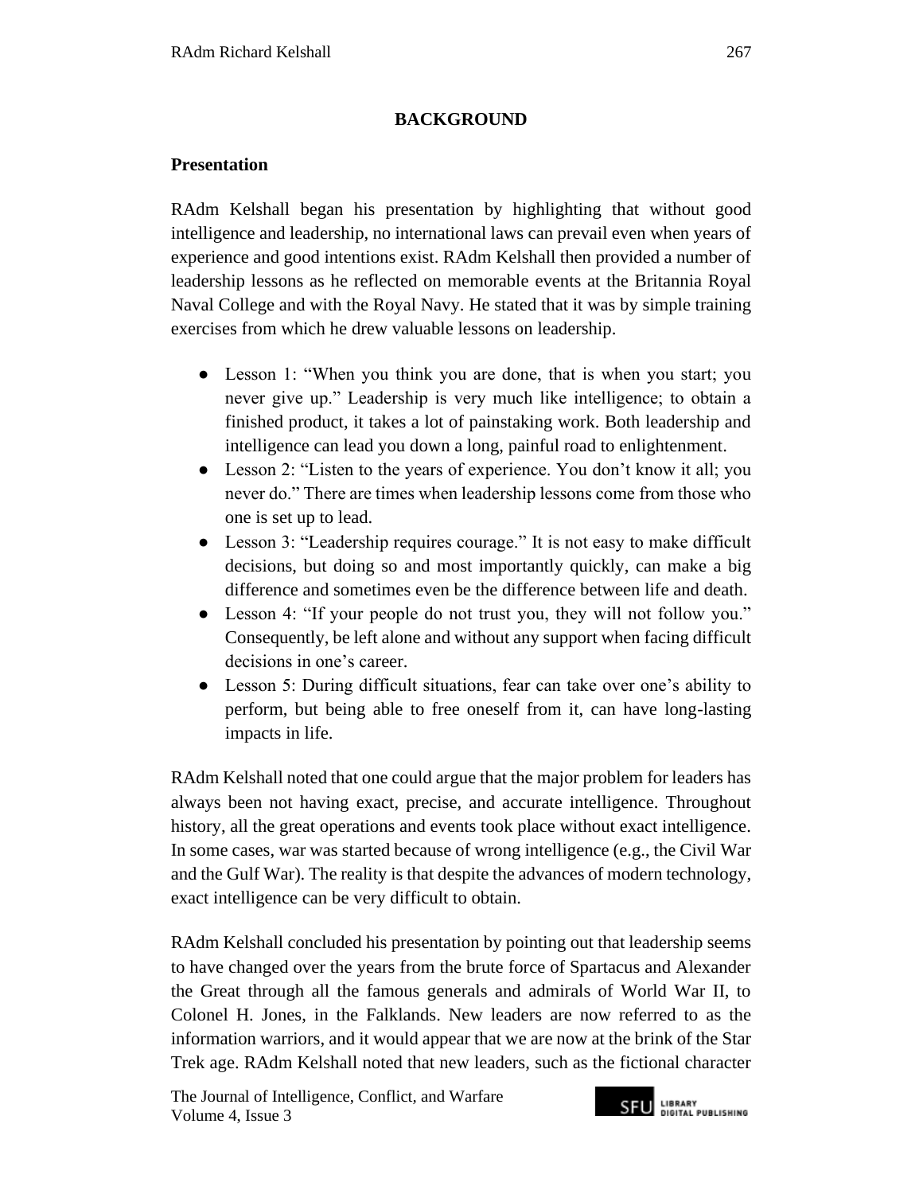## BACKGROUND

### Presentation

RAdm Kelshall began his presentation by highlighting that without good intelligence and leadership, no international laws can prevail even when years of experience and good intentions exist. RAdm Kelshall then provided a number of leadership lessons as he reflected on memorable events at the Britannia Royal Naval College and with the Royal Navy. He stated that it was by simple training exercises from which he drew valuable lessons on leadership.

- Lesson 1: "When you think you are done, that is when you start; you never give up." Leadership is very much like intelligence; to obtain a finished product, it takes a lot of painstaking work. Both leadership and intelligence can lead you down a long, painful road to enlightenment.
- Lesson 2: "Listen to the years of experience. You don't know it all; you never do." There are times when leadership lessons come from those who one is set up to lead.
- Lesson 3: "Leadership requires courage." It is not easy to make difficult decisions, but doing so and most importantly quickly, can make a big difference and sometimes even be the difference between life and death.
- Lesson 4: "If your people do not trust you, they will not follow you." Consequently, be left alone and without any support when facing difficult decisions in one's career.
- Lesson 5: During difficult situations, fear can take over one's ability to perform, but being able to free oneself from it, can have long-lasting impacts in life.

RAdm Kelshall noted that one could argue that the major problem for leaders has always been not having exact, precise, and accurate intelligence. Throughout history, all the great operations and events took place without exact intelligence. In some cases, war was started because of wrong intelligence (e.g., the Civil War and the Gulf War). The reality is that despite the advances of modern technology, exact intelligence can be very difficult to obtain.

RAdm Kelshall concluded his presentation by pointing out that leadership seems to have changed over the years from the brute force of Spartacus and Alexander the Great through all the famous generals and admirals of World War II, to Colonel H. Jones, in the Falklands. New leaders are now referred to as the information warriors, and it would appear that we are now at the brink of the Star Trek age. RAdm Kelshall noted that new leaders, such as the fictional character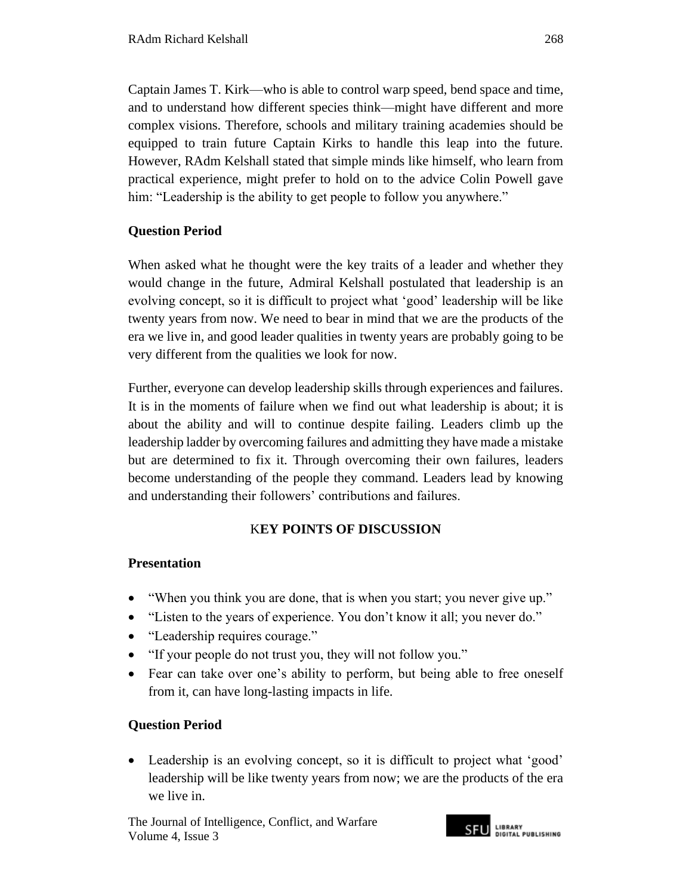Captain James T. Kirk—who is able to control warp speed, bend space and time, and to understand how different species think—might have different and more complex visions. Therefore, schools and military training academies should be equipped to train future Captain Kirks to handle this leap into the future. However, RAdm Kelshall stated that simple minds like himself, who learn from practical experience, might prefer to hold on to the advice Colin Powell gave him: “Leadership is the ability to get people to follow you anywhere.”

**Question Period**

When asked what he thought were the key traits of a leader and whether they would change in the future, Admiral Kelshall postulated that leadership is an evolving concept, so it is difficult to project what ‘good’ leadership will be like twenty years from now. We need to bear in mind that we are the products of the era we live in, and good leader qualities in twenty years are probably going to be very different from the qualities we look for now.

Further, everyone can develop leadership skills through experiences and failures. It is in the moments of failure when we find out what leadership is about; it is about the ability and will to continue despite failing. Leaders climb up the leadership ladder by overcoming failures and admitting they have made a mistake but are determined to fix it. Through overcoming their own failures, leaders become understanding of the people they command. Leaders lead by knowing and understanding their followers’ contributions and failures.

## KEY POINTS OF DISCUSSION

**Presentation**

- “When you think you are done, that is when you start; you never give up.”
- “Listen to the years of experience. You don’t know it all; you never do.”
- “Leadership requires courage.”
- “If your people do not trust you, they will not follow you.”
- Fear can take over one’s ability to perform, but being able to free oneself from it, can have long-lasting impacts in life.

**Question Period**

- Leadership is an evolving concept, so it is difficult to project what ‘good’ leadership will be like twenty years from now; we are the products of the era we live in.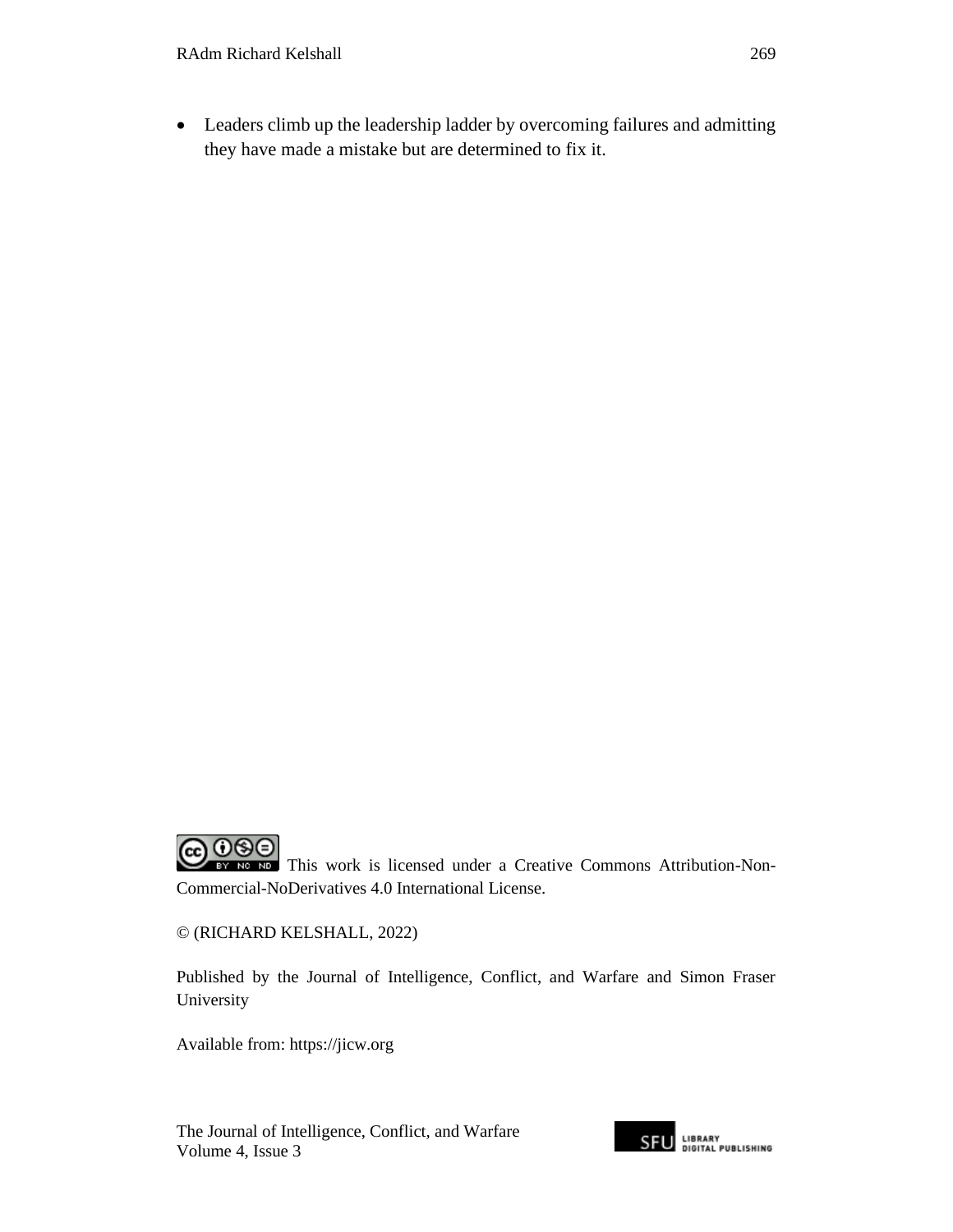- Leaders climb up the leadership ladder by overcoming failures and admitting they have made a mistake but are determined to fix it.

This work is licensed under a Creative Commons Attribution-Non-Commercial-NoDerivatives 4.0 International License.

© (RICHARD KELSHALL, 2022)

Published by the Journal of Intelligence, Conflict, and Warfare and Simon Fraser University

Available from: https://jicw.org